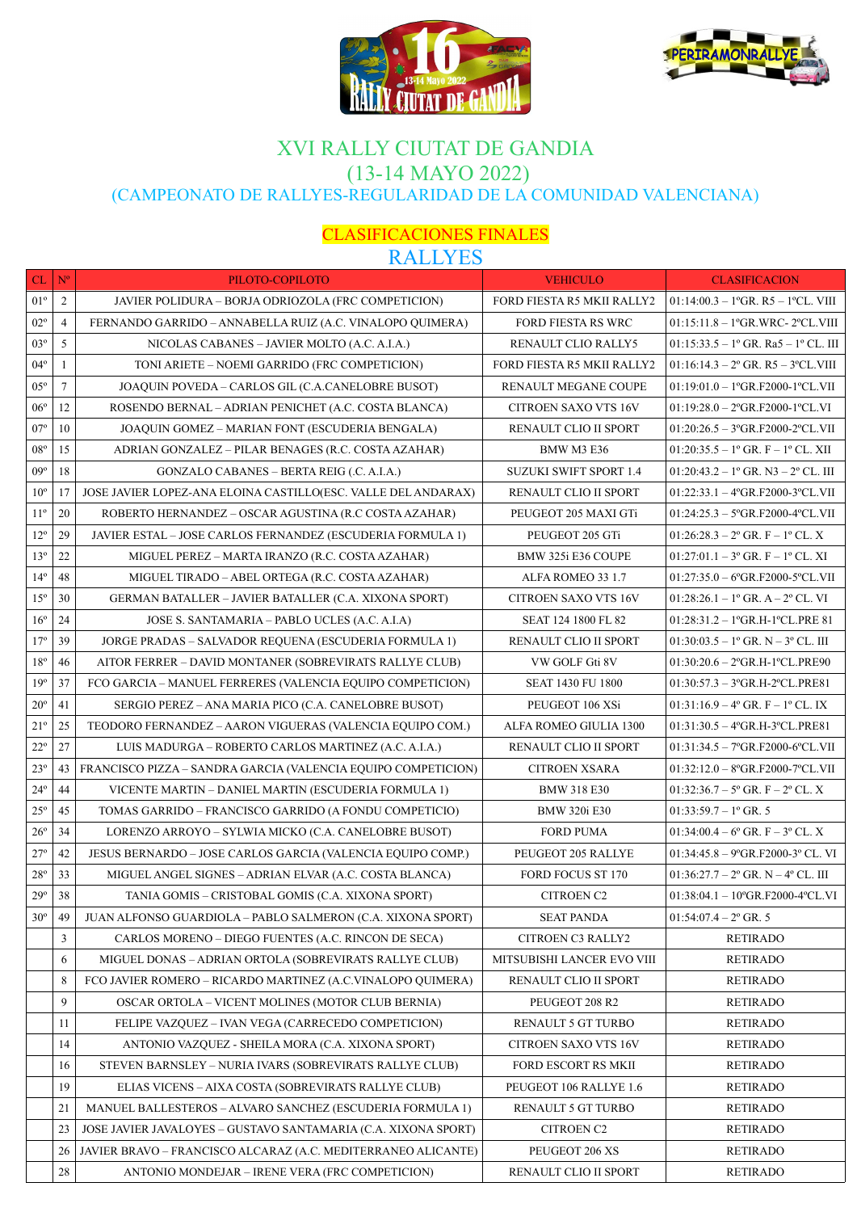# XVI RALLY CIUTAT DE GANDIA

## (13-14 MAYO 2022)

### (CAMPEONATO DE RALLYES-REGULARIDAD DE LA COMUNIDAD VALENCIANA)

## CLASIFICACIONES FINALES

## RALLYES

| CL | Nº | PILOTO-COPILOTO | VEHICULO | CLASIFICACION |
|---|---|---|---|---|
| 01º | 2 | JAVIER POLIDURA – BORJA ODRIOZOLA (FRC COMPETICION) | FORD FIESTA R5 MKII RALLY2 | 01:14:00.3 – 1ºGR. R5 – 1ºCL. VIII |
| 02º | 4 | FERNANDO GARRIDO – ANNABELLA RUIZ (A.C. VINALOPO QUIMERA) | FORD FIESTA RS WRC | 01:15:11.8 – 1ºGR.WRC- 2ºCL.VIII |
| 03º | 5 | NICOLAS CABANES – JAVIER MOLTO (A.C. A.I.A.) | RENAULT CLIO RALLY5 | 01:15:33.5 – 1º GR. Ra5 – 1º CL. III |
| 04º | 1 | TONI ARIETE – NOEMI GARRIDO (FRC COMPETICION) | FORD FIESTA R5 MKII RALLY2 | 01:16:14.3 – 2º GR. R5 – 3ºCL.VIII |
| 05º | 7 | JOAQUIN POVEDA – CARLOS GIL (C.A.CANELOBRE BUSOT) | RENAULT MEGANE COUPE | 01:19:01.0 – 1ºGR.F2000-1ºCL.VII |
| 06º | 12 | ROSENDO BERNAL – ADRIAN PENICHET (A.C. COSTA BLANCA) | CITROEN SAXO VTS 16V | 01:19:28.0 – 2ºGR.F2000-1ºCL.VI |
| 07º | 10 | JOAQUIN GOMEZ – MARIAN FONT (ESCUDERIA BENGALA) | RENAULT CLIO II SPORT | 01:20:26.5 – 3ºGR.F2000-2ºCL.VII |
| 08º | 15 | ADRIAN GONZALEZ – PILAR BENAGES (R.C. COSTA AZAHAR) | BMW M3 E36 | 01:20:35.5 – 1º GR. F – 1º CL. XII |
| 09º | 18 | GONZALO CABANES – BERTA REIG (.C. A.I.A.) | SUZUKI SWIFT SPORT 1.4 | 01:20:43.2 – 1º GR. N3 – 2º CL. III |
| 10º | 17 | JOSE JAVIER LOPEZ-ANA ELOINA CASTILLO(ESC. VALLE DEL ANDARAX) | RENAULT CLIO II SPORT | 01:22:33.1 – 4ºGR.F2000-3ºCL.VII |
| 11º | 20 | ROBERTO HERNANDEZ – OSCAR AGUSTINA (R.C COSTA AZAHAR) | PEUGEOT 205 MAXI GTi | 01:24:25.3 – 5ºGR.F2000-4ºCL.VII |
| 12º | 29 | JAVIER ESTAL – JOSE CARLOS FERNANDEZ (ESCUDERIA FORMULA 1) | PEUGEOT 205 GTi | 01:26:28.3 – 2º GR. F – 1º CL. X |
| 13º | 22 | MIGUEL PEREZ – MARTA IRANZO (R.C. COSTA AZAHAR) | BMW 325i E36 COUPE | 01:27:01.1 – 3º GR. F – 1º CL. XI |
| 14º | 48 | MIGUEL TIRADO – ABEL ORTEGA (R.C. COSTA AZAHAR) | ALFA ROMEO 33 1.7 | 01:27:35.0 – 6ºGR.F2000-5ºCL.VII |
| 15º | 30 | GERMAN BATALLER – JAVIER BATALLER (C.A. XIXONA SPORT) | CITROEN SAXO VTS 16V | 01:28:26.1 – 1º GR. A – 2º CL. VI |
| 16º | 24 | JOSE S. SANTAMARIA – PABLO UCLES (A.C. A.I.A) | SEAT 124 1800 FL 82 | 01:28:31.2 – 1ºGR.H-1ºCL.PRE 81 |
| 17º | 39 | JORGE PRADAS – SALVADOR REQUENA (ESCUDERIA FORMULA 1) | RENAULT CLIO II SPORT | 01:30:03.5 – 1º GR. N – 3º CL. III |
| 18º | 46 | AITOR FERRER – DAVID MONTANER (SOBREVIRATS RALLYE CLUB) | VW GOLF Gti 8V | 01:30:20.6 – 2ºGR.H-1ºCL.PRE90 |
| 19º | 37 | FCO GARCIA – MANUEL FERRERES (VALENCIA EQUIPO COMPETICION) | SEAT 1430 FU 1800 | 01:30:57.3 – 3ºGR.H-2ºCL.PRE81 |
| 20º | 41 | SERGIO PEREZ – ANA MARIA PICO (C.A. CANELOBRE BUSOT) | PEUGEOT 106 XSi | 01:31:16.9 – 4º GR. F – 1º CL. IX |
| 21º | 25 | TEODORO FERNANDEZ – AARON VIGUERAS (VALENCIA EQUIPO COM.) | ALFA ROMEO GIULIA 1300 | 01:31:30.5 – 4ºGR.H-3ºCL.PRE81 |
| 22º | 27 | LUIS MADURGA – ROBERTO CARLOS MARTINEZ (A.C. A.I.A.) | RENAULT CLIO II SPORT | 01:31:34.5 – 7ºGR.F2000-6ºCL.VII |
| 23º | 43 | FRANCISCO PIZZA – SANDRA GARCIA (VALENCIA EQUIPO COMPETICION) | CITROEN XSARA | 01:32:12.0 – 8ºGR.F2000-7ºCL.VII |
| 24º | 44 | VICENTE MARTIN – DANIEL MARTIN (ESCUDERIA FORMULA 1) | BMW 318 E30 | 01:32:36.7 – 5º GR. F – 2º CL. X |
| 25º | 45 | TOMAS GARRIDO – FRANCISCO GARRIDO (A FONDU COMPETICIO) | BMW 320i E30 | 01:33:59.7 – 1º GR. 5 |
| 26º | 34 | LORENZO ARROYO – SYLWIA MICKO (C.A. CANELOBRE BUSOT) | FORD PUMA | 01:34:00.4 – 6º GR. F – 3º CL. X |
| 27º | 42 | JESUS BERNARDO – JOSE CARLOS GARCIA (VALENCIA EQUIPO COMP.) | PEUGEOT 205 RALLYE | 01:34:45.8 – 9ºGR.F2000-3º CL. VI |
| 28º | 33 | MIGUEL ANGEL SIGNES – ADRIAN ELVAR (A.C. COSTA BLANCA) | FORD FOCUS ST 170 | 01:36:27.7 – 2º GR. N – 4º CL. III |
| 29º | 38 | TANIA GOMIS – CRISTOBAL GOMIS (C.A. XIXONA SPORT) | CITROEN C2 | 01:38:04.1 – 10ºGR.F2000-4ºCL.VI |
| 30º | 49 | JUAN ALFONSO GUARDIOLA – PABLO SALMERON (C.A. XIXONA SPORT) | SEAT PANDA | 01:54:07.4 – 2º GR. 5 |
| | 3 | CARLOS MORENO – DIEGO FUENTES (A.C. RINCON DE SECA) | CITROEN C3 RALLY2 | RETIRADO |
| | 6 | MIGUEL DONAS – ADRIAN ORTOLA (SOBREVIRATS RALLYE CLUB) | MITSUBISHI LANCER EVO VIII | RETIRADO |
| | 8 | FCO JAVIER ROMERO – RICARDO MARTINEZ (A.C.VINALOPO QUIMERA) | RENAULT CLIO II SPORT | RETIRADO |
| | 9 | OSCAR ORTOLA – VICENT MOLINES (MOTOR CLUB BERNIA) | PEUGEOT 208 R2 | RETIRADO |
| | 11 | FELIPE VAZQUEZ – IVAN VEGA (CARRECEDO COMPETICION) | RENAULT 5 GT TURBO | RETIRADO |
| | 14 | ANTONIO VAZQUEZ - SHEILA MORA (C.A. XIXONA SPORT) | CITROEN SAXO VTS 16V | RETIRADO |
| | 16 | STEVEN BARNSLEY – NURIA IVARS (SOBREVIRATS RALLYE CLUB) | FORD ESCORT RS MKII | RETIRADO |
| | 19 | ELIAS VICENS – AIXA COSTA (SOBREVIRATS RALLYE CLUB) | PEUGEOT 106 RALLYE 1.6 | RETIRADO |
| | 21 | MANUEL BALLESTEROS – ALVARO SANCHEZ (ESCUDERIA FORMULA 1) | RENAULT 5 GT TURBO | RETIRADO |
| | 23 | JOSE JAVIER JAVALOYES – GUSTAVO SANTAMARIA (C.A. XIXONA SPORT) | CITROEN C2 | RETIRADO |
| | 26 | JAVIER BRAVO – FRANCISCO ALCARAZ (A.C. MEDITERRANEO ALICANTE) | PEUGEOT 206 XS | RETIRADO |
| | 28 | ANTONIO MONDEJAR – IRENE VERA (FRC COMPETICION) | RENAULT CLIO II SPORT | RETIRADO |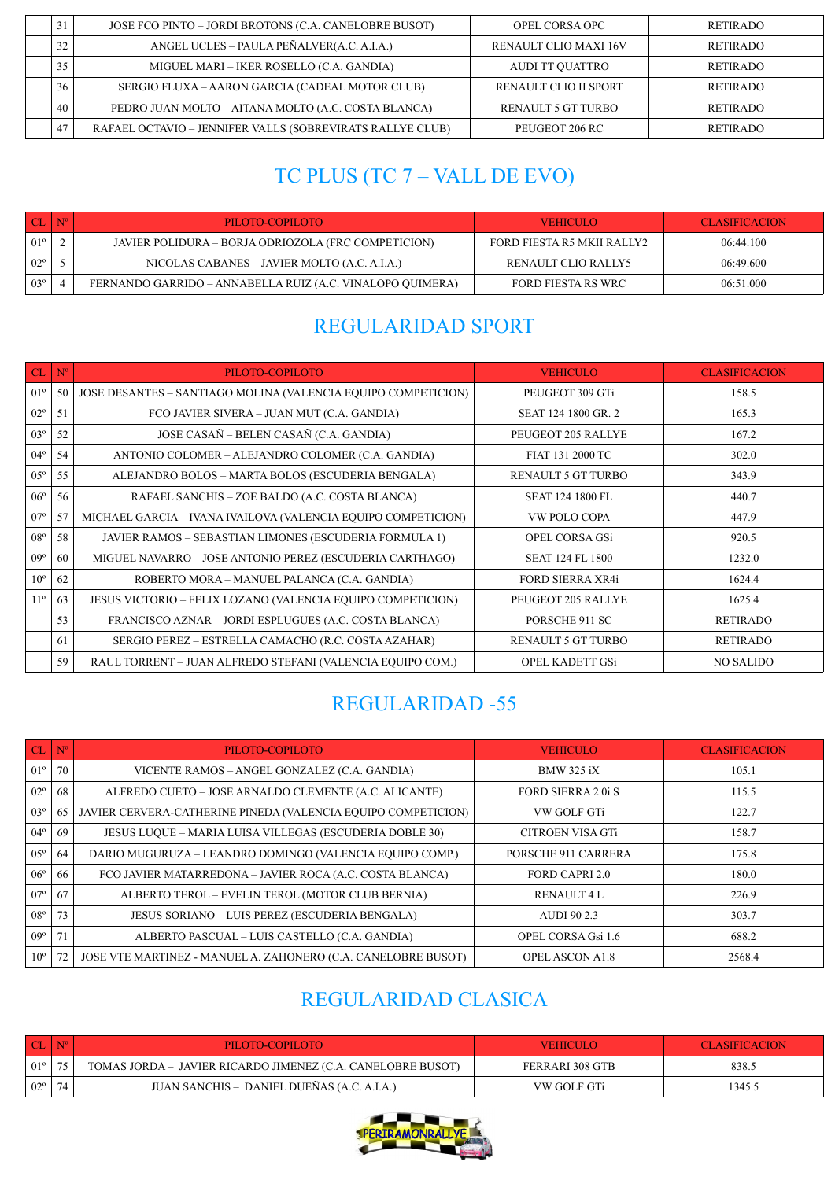| | | | | |
|---|---|---|---|---|
| | 31 | JOSE FCO PINTO – JORDI BROTONS (C.A. CANELOBRE BUSOT) | OPEL CORSA OPC | RETIRADO |
| | 32 | ANGEL UCLES – PAULA PEÑALVER(A.C. A.I.A.) | RENAULT CLIO MAXI 16V | RETIRADO |
| | 35 | MIGUEL MARI – IKER ROSELLO (C.A. GANDIA) | AUDI TT QUATTRO | RETIRADO |
| | 36 | SERGIO FLUXA – AARON GARCIA (CADEAL MOTOR CLUB) | RENAULT CLIO II SPORT | RETIRADO |
| | 40 | PEDRO JUAN MOLTO – AITANA MOLTO (A.C. COSTA BLANCA) | RENAULT 5 GT TURBO | RETIRADO |
| | 47 | RAFAEL OCTAVIO – JENNIFER VALLS (SOBREVIRATS RALLYE CLUB) | PEUGEOT 206 RC | RETIRADO |

## TC PLUS (TC 7 – VALL DE EVO)

| CL | Nº | PILOTO-COPILOTO | VEHICULO | CLASIFICACION |
|---|---|---|---|---|
| 01º | 2 | JAVIER POLIDURA – BORJA ODRIOZOLA (FRC COMPETICION) | FORD FIESTA R5 MKII RALLY2 | 06:44.100 |
| 02º | 5 | NICOLAS CABANES – JAVIER MOLTO (A.C. A.I.A.) | RENAULT CLIO RALLY5 | 06:49.600 |
| 03º | 4 | FERNANDO GARRIDO – ANNABELLA RUIZ (A.C. VINALOPO QUIMERA) | FORD FIESTA RS WRC | 06:51.000 |

## REGULARIDAD SPORT

| CL | Nº | PILOTO-COPILOTO | VEHICULO | CLASIFICACION |
|---|---|---|---|---|
| 01º | 50 | JOSE DESANTES – SANTIAGO MOLINA (VALENCIA EQUIPO COMPETICION) | PEUGEOT 309 GTi | 158.5 |
| 02º | 51 | FCO JAVIER SIVERA – JUAN MUT (C.A. GANDIA) | SEAT 124 1800 GR. 2 | 165.3 |
| 03º | 52 | JOSE CASAÑ – BELEN CASAÑ (C.A. GANDIA) | PEUGEOT 205 RALLYE | 167.2 |
| 04º | 54 | ANTONIO COLOMER – ALEJANDRO COLOMER (C.A. GANDIA) | FIAT 131 2000 TC | 302.0 |
| 05º | 55 | ALEJANDRO BOLOS – MARTA BOLOS (ESCUDERIA BENGALA) | RENAULT 5 GT TURBO | 343.9 |
| 06º | 56 | RAFAEL SANCHIS – ZOE BALDO (A.C. COSTA BLANCA) | SEAT 124 1800 FL | 440.7 |
| 07º | 57 | MICHAEL GARCIA – IVANA IVAILOVA (VALENCIA EQUIPO COMPETICION) | VW POLO COPA | 447.9 |
| 08º | 58 | JAVIER RAMOS – SEBASTIAN LIMONES (ESCUDERIA FORMULA 1) | OPEL CORSA GSi | 920.5 |
| 09º | 60 | MIGUEL NAVARRO – JOSE ANTONIO PEREZ (ESCUDERIA CARTHAGO) | SEAT 124 FL 1800 | 1232.0 |
| 10º | 62 | ROBERTO MORA – MANUEL PALANCA (C.A. GANDIA) | FORD SIERRA XR4i | 1624.4 |
| 11º | 63 | JESUS VICTORIO – FELIX LOZANO (VALENCIA EQUIPO COMPETICION) | PEUGEOT 205 RALLYE | 1625.4 |
| | 53 | FRANCISCO AZNAR – JORDI ESPLUGUES (A.C. COSTA BLANCA) | PORSCHE 911 SC | RETIRADO |
| | 61 | SERGIO PEREZ – ESTRELLA CAMACHO (R.C. COSTA AZAHAR) | RENAULT 5 GT TURBO | RETIRADO |
| | 59 | RAUL TORRENT – JUAN ALFREDO STEFANI (VALENCIA EQUIPO COM.) | OPEL KADETT GSi | NO SALIDO |

## REGULARIDAD -55

| CL | Nº | PILOTO-COPILOTO | VEHICULO | CLASIFICACION |
|---|---|---|---|---|
| 01º | 70 | VICENTE RAMOS – ANGEL GONZALEZ (C.A. GANDIA) | BMW 325 iX | 105.1 |
| 02º | 68 | ALFREDO CUETO – JOSE ARNALDO CLEMENTE (A.C. ALICANTE) | FORD SIERRA 2.0i S | 115.5 |
| 03º | 65 | JAVIER CERVERA-CATHERINE PINEDA (VALENCIA EQUIPO COMPETICION) | VW GOLF GTi | 122.7 |
| 04º | 69 | JESUS LUQUE – MARIA LUISA VILLEGAS (ESCUDERIA DOBLE 30) | CITROEN VISA GTi | 158.7 |
| 05º | 64 | DARIO MUGURUZA – LEANDRO DOMINGO (VALENCIA EQUIPO COMP.) | PORSCHE 911 CARRERA | 175.8 |
| 06º | 66 | FCO JAVIER MATARREDONA – JAVIER ROCA (A.C. COSTA BLANCA) | FORD CAPRI 2.0 | 180.0 |
| 07º | 67 | ALBERTO TEROL – EVELIN TEROL (MOTOR CLUB BERNIA) | RENAULT 4 L | 226.9 |
| 08º | 73 | JESUS SORIANO – LUIS PEREZ (ESCUDERIA BENGALA) | AUDI 90 2.3 | 303.7 |
| 09º | 71 | ALBERTO PASCUAL – LUIS CASTELLO (C.A. GANDIA) | OPEL CORSA Gsi 1.6 | 688.2 |
| 10º | 72 | JOSE VTE MARTINEZ - MANUEL A. ZAHONERO (C.A. CANELOBRE BUSOT) | OPEL ASCON A1.8 | 2568.4 |

## REGULARIDAD CLASICA

| CL | Nº | PILOTO-COPILOTO | VEHICULO | CLASIFICACION |
|---|---|---|---|---|
| 01º | 75 | TOMAS JORDA – JAVIER RICARDO JIMENEZ (C.A. CANELOBRE BUSOT) | FERRARI 308 GTB | 838.5 |
| 02º | 74 | JUAN SANCHIS – DANIEL DUEÑAS (A.C. A.I.A.) | VW GOLF GTi | 1345.5 |

PERIRAMONRALLYE